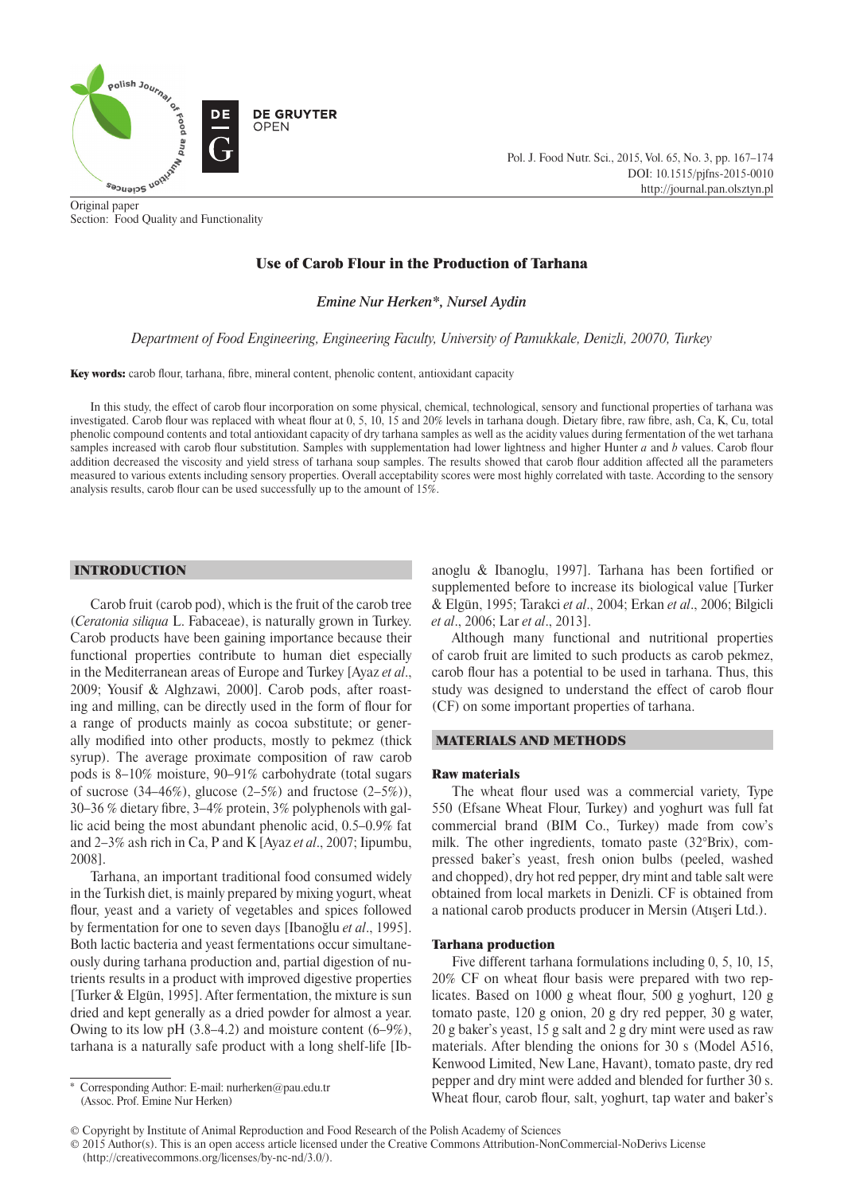Original paper
Section: Food Quality and Functionality

# Use of Carob Flour in the Production of Tarhana

*Emine Nur Herken\*, Nursel Aydin*

*Department of Food Engineering, Engineering Faculty, University of Pamukkale, Denizli, 20070, Turkey*

**Key words:** carob flour, tarhana, fibre, mineral content, phenolic content, antioxidant capacity

In this study, the effect of carob flour incorporation on some physical, chemical, technological, sensory and functional properties of tarhana was investigated. Carob flour was replaced with wheat flour at 0, 5, 10, 15 and 20% levels in tarhana dough. Dietary fibre, raw fibre, ash, Ca, K, Cu, total phenolic compound contents and total antioxidant capacity of dry tarhana samples as well as the acidity values during fermentation of the wet tarhana samples increased with carob flour substitution. Samples with supplementation had lower lightness and higher Hunter *a* and *b* values. Carob flour addition decreased the viscosity and yield stress of tarhana soup samples. The results showed that carob flour addition affected all the parameters measured to various extents including sensory properties. Overall acceptability scores were most highly correlated with taste. According to the sensory analysis results, carob flour can be used successfully up to the amount of 15%.

## INTRODUCTION

Carob fruit (carob pod), which is the fruit of the carob tree (*Ceratonia siliqua* L. Fabaceae), is naturally grown in Turkey. Carob products have been gaining importance because their functional properties contribute to human diet especially in the Mediterranean areas of Europe and Turkey [Ayaz *et al*., 2009; Yousif & Alghzawi, 2000]. Carob pods, after roasting and milling, can be directly used in the form of flour for a range of products mainly as cocoa substitute; or generally modified into other products, mostly to pekmez (thick syrup). The average proximate composition of raw carob pods is 8–10% moisture, 90–91% carbohydrate (total sugars of sucrose (34–46%), glucose (2–5%) and fructose (2–5%)), 30–36 % dietary fibre, 3–4% protein, 3% polyphenols with gallic acid being the most abundant phenolic acid, 0.5–0.9% fat and 2–3% ash rich in Ca, P and K [Ayaz *et al*., 2007; Iipumbu, 2008].

Tarhana, an important traditional food consumed widely in the Turkish diet, is mainly prepared by mixing yogurt, wheat flour, yeast and a variety of vegetables and spices followed by fermentation for one to seven days [Ibanoğlu *et al*., 1995]. Both lactic bacteria and yeast fermentations occur simultaneously during tarhana production and, partial digestion of nutrients results in a product with improved digestive properties [Turker & Elgün, 1995]. After fermentation, the mixture is sun dried and kept generally as a dried powder for almost a year. Owing to its low pH (3.8–4.2) and moisture content (6–9%), tarhana is a naturally safe product with a long shelf-life [Ibanoglu & Ibanoglu, 1997]. Tarhana has been fortified or supplemented before to increase its biological value [Turker & Elgün, 1995; Tarakci *et al*., 2004; Erkan *et al*., 2006; Bilgicli *et al*., 2006; Lar *et al*., 2013].

Although many functional and nutritional properties of carob fruit are limited to such products as carob pekmez, carob flour has a potential to be used in tarhana. Thus, this study was designed to understand the effect of carob flour (CF) on some important properties of tarhana.

## MATERIALS AND METHODS

### Raw materials

The wheat flour used was a commercial variety, Type 550 (Efsane Wheat Flour, Turkey) and yoghurt was full fat commercial brand (BIM Co., Turkey) made from cow's milk. The other ingredients, tomato paste (32°Brix), compressed baker's yeast, fresh onion bulbs (peeled, washed and chopped), dry hot red pepper, dry mint and table salt were obtained from local markets in Denizli. CF is obtained from a national carob products producer in Mersin (Atışeri Ltd.).

### Tarhana production

Five different tarhana formulations including 0, 5, 10, 15, 20% CF on wheat flour basis were prepared with two replicates. Based on 1000 g wheat flour, 500 g yoghurt, 120 g tomato paste, 120 g onion, 20 g dry red pepper, 30 g water, 20 g baker's yeast, 15 g salt and 2 g dry mint were used as raw materials. After blending the onions for 30 s (Model A516, Kenwood Limited, New Lane, Havant), tomato paste, dry red pepper and dry mint were added and blended for further 30 s. Wheat flour, carob flour, salt, yoghurt, tap water and baker's

\* Corresponding Author: E-mail: nurherken@pau.edu.tr (Assoc. Prof. Emine Nur Herken)

© Copyright by Institute of Animal Reproduction and Food Research of the Polish Academy of Sciences
© 2015 Author(s). This is an open access article licensed under the Creative Commons Attribution-NonCommercial-NoDerivs License (http://creativecommons.org/licenses/by-nc-nd/3.0/).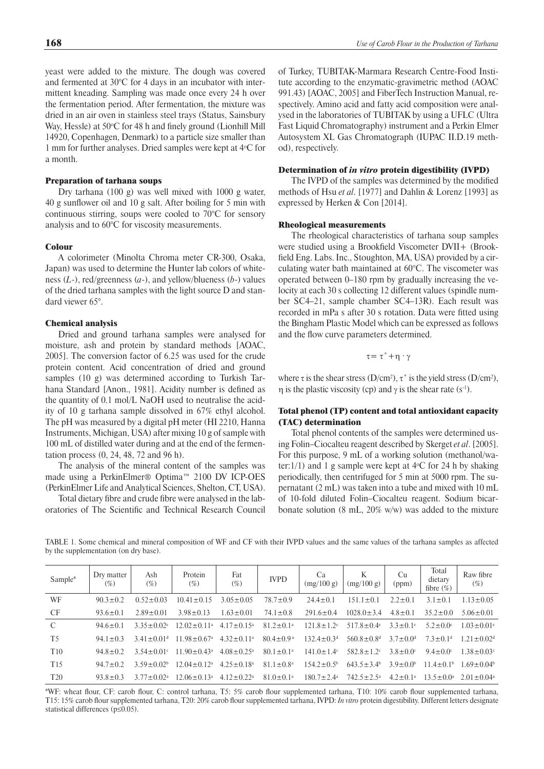yeast were added to the mixture. The dough was covered and fermented at 30°C for 4 days in an incubator with intermittent kneading. Sampling was made once every 24 h over the fermentation period. After fermentation, the mixture was dried in an air oven in stainless steel trays (Status, Sainsbury Way, Hessle) at 50°C for 48 h and finely ground (Lionhill Mill 14920, Copenhagen, Denmark) to a particle size smaller than 1 mm for further analyses. Dried samples were kept at 4°C for a month.

### Preparation of tarhana soups

Dry tarhana (100 g) was well mixed with 1000 g water, 40 g sunflower oil and 10 g salt. After boiling for 5 min with continuous stirring, soups were cooled to 70°C for sensory analysis and to 60°C for viscosity measurements.

### Colour

A colorimeter (Minolta Chroma meter CR-300, Osaka, Japan) was used to determine the Hunter lab colors of whiteness (*L*-), red/greenness (*a*-), and yellow/blueness (*b*-) values of the dried tarhana samples with the light source D and standard viewer 65°.

### Chemical analysis

Dried and ground tarhana samples were analysed for moisture, ash and protein by standard methods [AOAC, 2005]. The conversion factor of 6.25 was used for the crude protein content. Acid concentration of dried and ground samples (10 g) was determined according to Turkish Tarhana Standard [Anon., 1981]. Acidity number is defined as the quantity of 0.1 mol/L NaOH used to neutralise the acidity of 10 g tarhana sample dissolved in 67% ethyl alcohol. The pH was measured by a digital pH meter (HI 2210, Hanna Instruments, Michigan, USA) after mixing 10 g of sample with 100 mL of distilled water during and at the end of the fermentation process (0, 24, 48, 72 and 96 h).

The analysis of the mineral content of the samples was made using a PerkinElmer® Optima™ 2100 DV ICP-OES (PerkinElmer Life and Analytical Sciences, Shelton, CT, USA).

Total dietary fibre and crude fibre were analysed in the laboratories of The Scientific and Technical Research Council of Turkey, TUBITAK-Marmara Research Centre-Food Institute according to the enzymatic-gravimetric method (AOAC 991.43) [AOAC, 2005] and FiberTech Instruction Manual, respectively. Amino acid and fatty acid composition were analysed in the laboratories of TUBITAK by using a UFLC (Ultra Fast Liquid Chromatography) instrument and a Perkin Elmer Autosystem XL Gas Chromatograph (IUPAC II.D.19 method), respectively.

### Determination of *in vitro* protein digestibility (IVPD)

The IVPD of the samples was determined by the modified methods of Hsu *et al*. [1977] and Dahlin & Lorenz [1993] as expressed by Herken & Con [2014].

### Rheological measurements

The rheological characteristics of tarhana soup samples were studied using a Brookfield Viscometer DVII+ (Brookfield Eng. Labs. Inc., Stoughton, MA, USA) provided by a circulating water bath maintained at 60°C. The viscometer was operated between 0–180 rpm by gradually increasing the velocity at each 30 s collecting 12 different values (spindle number SC4–21, sample chamber SC4–13R). Each result was recorded in mPa s after 30 s rotation. Data were fitted using the Bingham Plastic Model which can be expressed as follows and the flow curve parameters determined.

$$\tau = \tau^{\circ} + \eta \cdot \gamma$$

where $\tau$ is the shear stress (D/cm²), $\tau^{\circ}$ is the yield stress (D/cm²), $\eta$ is the plastic viscosity (cp) and $\gamma$ is the shear rate ($s^{-1}$).

### Total phenol (TP) content and total antioxidant capacity (TAC) determination

Total phenol contents of the samples were determined using Folin–Ciocalteu reagent described by Skerget *et al*. [2005]. For this purpose, 9 mL of a working solution (methanol/water:1/1) and 1 g sample were kept at 4°C for 24 h by shaking periodically, then centrifuged for 5 min at 5000 rpm. The supernatant (2 mL) was taken into a tube and mixed with 10 mL of 10-fold diluted Folin–Ciocalteu reagent. Sodium bicarbonate solution (8 mL, 20% w/w) was added to the mixture

TABLE 1. Some chemical and mineral composition of WF and CF with their IVPD values and the same values of the tarhana samples as affected by the supplementation (on dry base).

| Sample* | Dry matter (%) | Ash (%) | Protein (%) | Fat (%) | IVPD | Ca (mg/100 g) | K (mg/100 g) | Cu (ppm) | Total dietary fibre (%) | Raw fibre (%) |
|---|---|---|---|---|---|---|---|---|---|---|
| WF | 90.3±0.2 | 0.52±0.03 | 10.41±0.15 | 3.05±0.05 | 78.7±0.9 | 24.4±0.1 | 151.1±0.1 | 2.2±0.1 | 3.1±0.1 | 1.13±0.05 |
| CF | 93.6±0.1 | 2.89±0.01 | 3.98±0.13 | 1.63±0.01 | 74.1±0.8 | 291.6±0.4 | 1028.0±3.4 | 4.8±0.1 | 35.2±0.0 | 5.06±0.01 |
| C | 94.6±0.1 | 3.35±0.02[e] | 12.02±0.11[a] | 4.17±0.15[a] | 81.2±0.1[a] | 121.8±1.2[e] | 517.8±0.4[e] | 3.3±0.1[e] | 5.2±0.0[e] | 1.03±0.01[e] |
| T5 | 94.1±0.3 | 3.41±0.01[d] | 11.98±0.67[a] | 4.32±0.11[a] | 80.4±0.9[a] | 132.4±0.3[d] | 560.8±0.8[d] | 3.7±0.0[d] | 7.3±0.1[d] | 1.21±0.02[d] |
| T10 | 94.8±0.2 | 3.54±0.01[c] | 11.90±0.43[a] | 4.08±0.25[a] | 80.1±0.1[a] | 141.0±1.4[c] | 582.8±1.2[c] | 3.8±0.0[c] | 9.4±0.0[c] | 1.38±0.03[c] |
| T15 | 94.7±0.2 | 3.59±0.02[b] | 12.04±0.12[a] | 4.25±0.18[a] | 81.1±0.8[a] | 154.2±0.5[b] | 643.5±3.4[b] | 3.9±0.0[b] | 11.4±0.1[b] | 1.69±0.04[b] |
| T20 | 93.8±0.3 | 3.77±0.02[a] | 12.06±0.13[a] | 4.12±0.22[a] | 81.0±0.1[a] | 180.7±2.4[a] | 742.5±2.5[a] | 4.2±0.1[a] | 13.5±0.0[a] | 2.01±0.04[a] |

*WF: wheat flour, CF: carob flour, C: control tarhana, T5: 5% carob flour supplemented tarhana, T10: 10% carob flour supplemented tarhana, T15: 15% carob flour supplemented tarhana, T20: 20% carob flour supplemented tarhana, IVPD: *In vitro* protein digestibility. Different letters designate statistical differences ($p \leq 0.05$).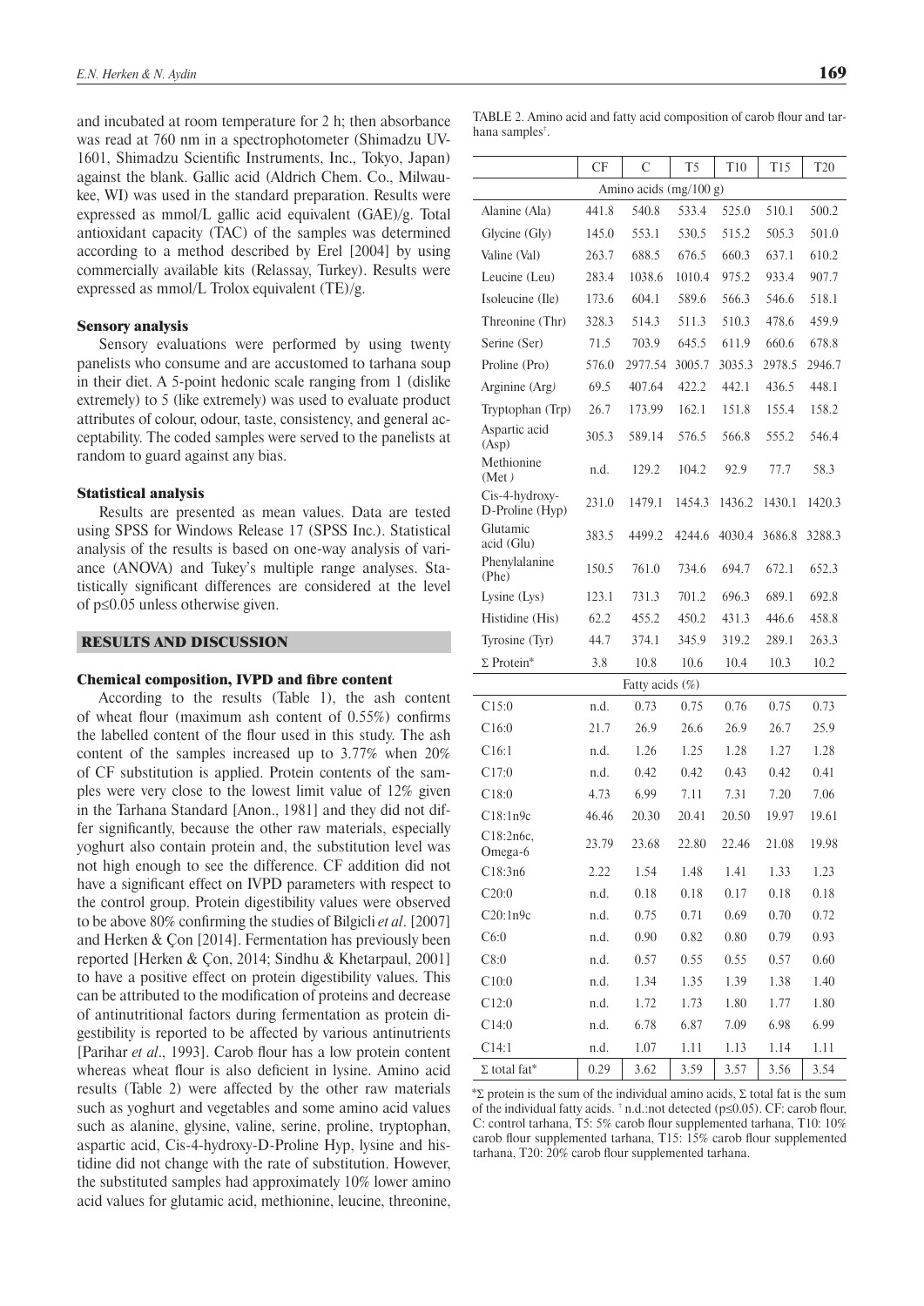and incubated at room temperature for 2 h; then absorbance was read at 760 nm in a spectrophotometer (Shimadzu UV-1601, Shimadzu Scientific Instruments, Inc., Tokyo, Japan) against the blank. Gallic acid (Aldrich Chem. Co., Milwaukee, WI) was used in the standard preparation. Results were expressed as mmol/L gallic acid equivalent (GAE)/g. Total antioxidant capacity (TAC) of the samples was determined according to a method described by Erel [2004] by using commercially available kits (Relassay, Turkey). Results were expressed as mmol/L Trolox equivalent (TE)/g.

### Sensory analysis

Sensory evaluations were performed by using twenty panelists who consume and are accustomed to tarhana soup in their diet. A 5-point hedonic scale ranging from 1 (dislike extremely) to 5 (like extremely) was used to evaluate product attributes of colour, odour, taste, consistency, and general acceptability. The coded samples were served to the panelists at random to guard against any bias.

### Statistical analysis

Results are presented as mean values. Data are tested using SPSS for Windows Release 17 (SPSS Inc.). Statistical analysis of the results is based on one-way analysis of variance (ANOVA) and Tukey's multiple range analyses. Statistically significant differences are considered at the level of $p \leq 0.05$ unless otherwise given.

## RESULTS AND DISCUSSION

### Chemical composition, IVPD and fibre content

According to the results (Table 1), the ash content of wheat flour (maximum ash content of 0.55%) confirms the labelled content of the flour used in this study. The ash content of the samples increased up to 3.77% when 20% of CF substitution is applied. Protein contents of the samples were very close to the lowest limit value of 12% given in the Tarhana Standard [Anon., 1981] and they did not differ significantly, because the other raw materials, especially yoghurt also contain protein and, the substitution level was not high enough to see the difference. CF addition did not have a significant effect on IVPD parameters with respect to the control group. Protein digestibility values were observed to be above 80% confirming the studies of Bilgicli *et al*. [2007] and Herken & Çon [2014]. Fermentation has previously been reported [Herken & Çon, 2014; Sindhu & Khetarpaul, 2001] to have a positive effect on protein digestibility values. This can be attributed to the modification of proteins and decrease of antinutritional factors during fermentation as protein digestibility is reported to be affected by various antinutrients [Parihar *et al*., 1993]. Carob flour has a low protein content whereas wheat flour is also deficient in lysine. Amino acid results (Table 2) were affected by the other raw materials such as yoghurt and vegetables and some amino acid values such as alanine, glysine, valine, serine, proline, tryptophan, aspartic acid, Cis-4-hydroxy-D-Proline Hyp, lysine and histidine did not change with the rate of substitution. However, the substituted samples had approximately 10% lower amino acid values for glutamic acid, methionine, leucine, threonine,

TABLE 2. Amino acid and fatty acid composition of carob flour and tarhana samples[†].

| | CF | C | T5 | T10 | T15 | T20 |
|---|---|---|---|---|---|---|
| **Amino acids (mg/100 g)** | | | | | | |
| Alanine (Ala) | 441.8 | 540.8 | 533.4 | 525.0 | 510.1 | 500.2 |
| Glycine (Gly) | 145.0 | 553.1 | 530.5 | 515.2 | 505.3 | 501.0 |
| Valine (Val) | 263.7 | 688.5 | 676.5 | 660.3 | 637.1 | 610.2 |
| Leucine (Leu) | 283.4 | 1038.6 | 1010.4 | 975.2 | 933.4 | 907.7 |
| Isoleucine (Ile) | 173.6 | 604.1 | 589.6 | 566.3 | 546.6 | 518.1 |
| Threonine (Thr) | 328.3 | 514.3 | 511.3 | 510.3 | 478.6 | 459.9 |
| Serine (Ser) | 71.5 | 703.9 | 645.5 | 611.9 | 660.6 | 678.8 |
| Proline (Pro) | 576.0 | 2977.54 | 3005.7 | 3035.3 | 2978.5 | 2946.7 |
| Arginine (Arg) | 69.5 | 407.64 | 422.2 | 442.1 | 436.5 | 448.1 |
| Tryptophan (Trp) | 26.7 | 173.99 | 162.1 | 151.8 | 155.4 | 158.2 |
| Aspartic acid (Asp) | 305.3 | 589.14 | 576.5 | 566.8 | 555.2 | 546.4 |
| Methionine (Met) | n.d. | 129.2 | 104.2 | 92.9 | 77.7 | 58.3 |
| Cis-4-hydroxy-D-Proline (Hyp) | 231.0 | 1479.1 | 1454.3 | 1436.2 | 1430.1 | 1420.3 |
| Glutamic acid (Glu) | 383.5 | 4499.2 | 4244.6 | 4030.4 | 3686.8 | 3288.3 |
| Phenylalanine (Phe) | 150.5 | 761.0 | 734.6 | 694.7 | 672.1 | 652.3 |
| Lysine (Lys) | 123.1 | 731.3 | 701.2 | 696.3 | 689.1 | 692.8 |
| Histidine (His) | 62.2 | 455.2 | 450.2 | 431.3 | 446.6 | 458.8 |
| Tyrosine (Tyr) | 44.7 | 374.1 | 345.9 | 319.2 | 289.1 | 263.3 |
| Σ Protein* | 3.8 | 10.8 | 10.6 | 10.4 | 10.3 | 10.2 |
| **Fatty acids (%)** | | | | | | |
| C15:0 | n.d. | 0.73 | 0.75 | 0.76 | 0.75 | 0.73 |
| C16:0 | 21.7 | 26.9 | 26.6 | 26.9 | 26.7 | 25.9 |
| C16:1 | n.d. | 1.26 | 1.25 | 1.28 | 1.27 | 1.28 |
| C17:0 | n.d. | 0.42 | 0.42 | 0.43 | 0.42 | 0.41 |
| C18:0 | 4.73 | 6.99 | 7.11 | 7.31 | 7.20 | 7.06 |
| C18:1n9c | 46.46 | 20.30 | 20.41 | 20.50 | 19.97 | 19.61 |
| C18:2n6c, Omega-6 | 23.79 | 23.68 | 22.80 | 22.46 | 21.08 | 19.98 |
| C18:3n6 | 2.22 | 1.54 | 1.48 | 1.41 | 1.33 | 1.23 |
| C20:0 | n.d. | 0.18 | 0.18 | 0.17 | 0.18 | 0.18 |
| C20:1n9c | n.d. | 0.75 | 0.71 | 0.69 | 0.70 | 0.72 |
| C6:0 | n.d. | 0.90 | 0.82 | 0.80 | 0.79 | 0.93 |
| C8:0 | n.d. | 0.57 | 0.55 | 0.55 | 0.57 | 0.60 |
| C10:0 | n.d. | 1.34 | 1.35 | 1.39 | 1.38 | 1.40 |
| C12:0 | n.d. | 1.72 | 1.73 | 1.80 | 1.77 | 1.80 |
| C14:0 | n.d. | 6.78 | 6.87 | 7.09 | 6.98 | 6.99 |
| C14:1 | n.d. | 1.07 | 1.11 | 1.13 | 1.14 | 1.11 |
| Σ total fat* | 0.29 | 3.62 | 3.59 | 3.57 | 3.56 | 3.54 |

*Σ protein is the sum of the individual amino acids, Σ total fat is the sum of the individual fatty acids. [†] n.d.:not detected ($p \leq 0.05$). CF: carob flour, C: control tarhana, T5: 5% carob flour supplemented tarhana, T10: 10% carob flour supplemented tarhana, T15: 15% carob flour supplemented tarhana, T20: 20% carob flour supplemented tarhana.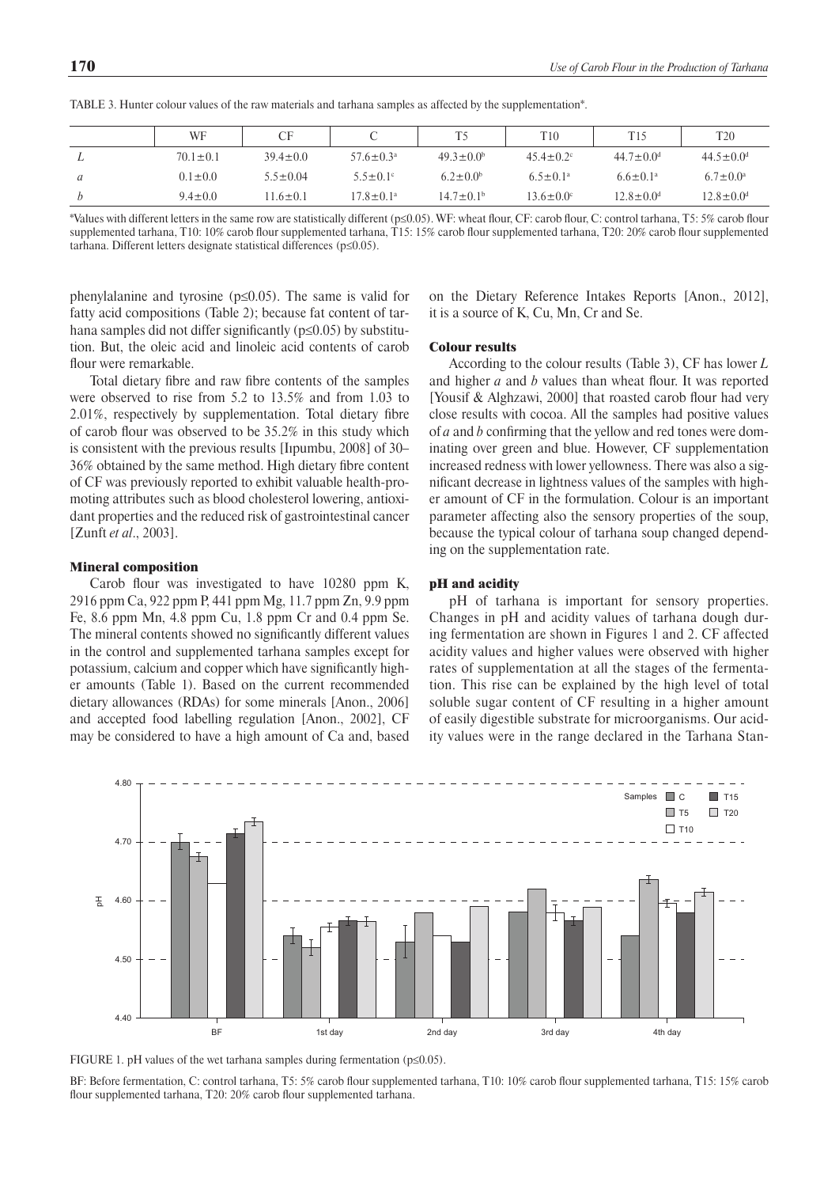TABLE 3. Hunter colour values of the raw materials and tarhana samples as affected by the supplementation*.

| | WF | CF | C | T5 | T10 | T15 | T20 |
|---|---|---|---|---|---|---|---|
| *L* | 70.1±0.1 | 39.4±0.0 | 57.6±0.3[a] | 49.3±0.0[b] | 45.4±0.2[c] | 44.7±0.0[d] | 44.5±0.0[d] |
| *a* | 0.1±0.0 | 5.5±0.04 | 5.5±0.1[c] | 6.2±0.0[b] | 6.5±0.1[a] | 6.6±0.1[a] | 6.7±0.0[a] |
| *b* | 9.4±0.0 | 11.6±0.1 | 17.8±0.1[a] | 14.7±0.1[b] | 13.6±0.0[c] | 12.8±0.0[d] | 12.8±0.0[d] |

*Values with different letters in the same row are statistically different (p≤0.05). WF: wheat flour, CF: carob flour, C: control tarhana, T5: 5% carob flour supplemented tarhana, T10: 10% carob flour supplemented tarhana, T15: 15% carob flour supplemented tarhana, T20: 20% carob flour supplemented tarhana. Different letters designate statistical differences (p≤0.05).

phenylalanine and tyrosine (p≤0.05). The same is valid for fatty acid compositions (Table 2); because fat content of tarhana samples did not differ significantly (p≤0.05) by substitution. But, the oleic acid and linoleic acid contents of carob flour were remarkable.

Total dietary fibre and raw fibre contents of the samples were observed to rise from 5.2 to 13.5% and from 1.03 to 2.01%, respectively by supplementation. Total dietary fibre of carob flour was observed to be 35.2% in this study which is consistent with the previous results [Iıpumbu, 2008] of 30–36% obtained by the same method. High dietary fibre content of CF was previously reported to exhibit valuable health-promoting attributes such as blood cholesterol lowering, antioxidant properties and the reduced risk of gastrointestinal cancer [Zunft *et al*., 2003].

### Mineral composition

Carob flour was investigated to have 10280 ppm K, 2916 ppm Ca, 922 ppm P, 441 ppm Mg, 11.7 ppm Zn, 9.9 ppm Fe, 8.6 ppm Mn, 4.8 ppm Cu, 1.8 ppm Cr and 0.4 ppm Se. The mineral contents showed no significantly different values in the control and supplemented tarhana samples except for potassium, calcium and copper which have significantly higher amounts (Table 1). Based on the current recommended dietary allowances (RDAs) for some minerals [Anon., 2006] and accepted food labelling regulation [Anon., 2002], CF may be considered to have a high amount of Ca and, based on the Dietary Reference Intakes Reports [Anon., 2012], it is a source of K, Cu, Mn, Cr and Se.

### Colour results

According to the colour results (Table 3), CF has lower *L* and higher *a* and *b* values than wheat flour. It was reported [Yousif & Alghzawi, 2000] that roasted carob flour had very close results with cocoa. All the samples had positive values of *a* and *b* confirming that the yellow and red tones were dominating over green and blue. However, CF supplementation increased redness with lower yellowness. There was also a significant decrease in lightness values of the samples with higher amount of CF in the formulation. Colour is an important parameter affecting also the sensory properties of the soup, because the typical colour of tarhana soup changed depending on the supplementation rate.

### pH and acidity

pH of tarhana is important for sensory properties. Changes in pH and acidity values of tarhana dough during fermentation are shown in Figures 1 and 2. CF affected acidity values and higher values were observed with higher rates of supplementation at all the stages of the fermentation. This rise can be explained by the high level of total soluble sugar content of CF resulting in a higher amount of easily digestible substrate for microorganisms. Our acidity values were in the range declared in the Tarhana Stan-

FIGURE 1. pH values of the wet tarhana samples during fermentation (p≤0.05).

BF: Before fermentation, C: control tarhana, T5: 5% carob flour supplemented tarhana, T10: 10% carob flour supplemented tarhana, T15: 15% carob flour supplemented tarhana, T20: 20% carob flour supplemented tarhana.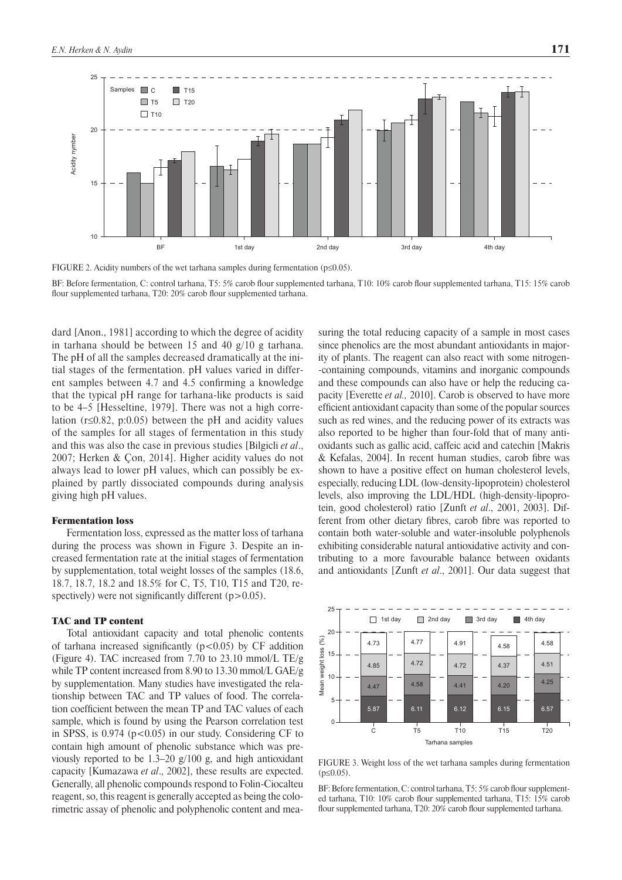FIGURE 2. Acidity numbers of the wet tarhana samples during fermentation ($p \leq 0.05$).

BF: Before fermentation, C: control tarhana, T5: 5% carob flour supplemented tarhana, T10: 10% carob flour supplemented tarhana, T15: 15% carob flour supplemented tarhana, T20: 20% carob flour supplemented tarhana.

dard [Anon., 1981] according to which the degree of acidity in tarhana should be between 15 and 40 g/10 g tarhana. The pH of all the samples decreased dramatically at the initial stages of the fermentation. pH values varied in different samples between 4.7 and 4.5 confirming a knowledge that the typical pH range for tarhana-like products is said to be 4–5 [Hesseltine, 1979]. There was not a high correlation ($r \leq 0.82$, p:0.05) between the pH and acidity values of the samples for all stages of fermentation in this study and this was also the case in previous studies [Bilgicli *et al*., 2007; Herken & Çon, 2014]. Higher acidity values do not always lead to lower pH values, which can possibly be explained by partly dissociated compounds during analysis giving high pH values.

### Fermentation loss

Fermentation loss, expressed as the matter loss of tarhana during the process was shown in Figure 3. Despite an increased fermentation rate at the initial stages of fermentation by supplementation, total weight losses of the samples (18.6, 18.7, 18.7, 18.2 and 18.5% for C, T5, T10, T15 and T20, respectively) were not significantly different ($p > 0.05$).

### TAC and TP content

Total antioxidant capacity and total phenolic contents of tarhana increased significantly ($p < 0.05$) by CF addition (Figure 4). TAC increased from 7.70 to 23.10 mmol/L TE/g while TP content increased from 8.90 to 13.30 mmol/L GAE/g by supplementation. Many studies have investigated the relationship between TAC and TP values of food. The correlation coefficient between the mean TP and TAC values of each sample, which is found by using the Pearson correlation test in SPSS, is 0.974 ($p < 0.05$) in our study. Considering CF to contain high amount of phenolic substance which was previously reported to be 1.3–20 g/100 g, and high antioxidant capacity [Kumazawa *et al*., 2002], these results are expected. Generally, all phenolic compounds respond to Folin-Ciocalteu reagent, so, this reagent is generally accepted as being the colorimetric assay of phenolic and polyphenolic content and measuring the total reducing capacity of a sample in most cases since phenolics are the most abundant antioxidants in majority of plants. The reagent can also react with some nitrogen-containing compounds, vitamins and inorganic compounds and these compounds can also have or help the reducing capacity [Everette *et al.,* 2010]. Carob is observed to have more efficient antioxidant capacity than some of the popular sources such as red wines, and the reducing power of its extracts was also reported to be higher than four-fold that of many antioxidants such as gallic acid, caffeic acid and catechin [Makris & Kefalas, 2004]. In recent human studies, carob fibre was shown to have a positive effect on human cholesterol levels, especially, reducing LDL (low-density-lipoprotein) cholesterol levels, also improving the LDL/HDL (high-density-lipoprotein, good cholesterol) ratio [Zunft *et al*., 2001, 2003]. Different from other dietary fibres, carob fibre was reported to contain both water-soluble and water-insoluble polyphenols exhibiting considerable natural antioxidative activity and contributing to a more favourable balance between oxidants and antioxidants [Zunft *et al*., 2001]. Our data suggest that

FIGURE 3. Weight loss of the wet tarhana samples during fermentation ($p \leq 0.05$).

BF: Before fermentation, C: control tarhana, T5: 5% carob flour supplemented tarhana, T10: 10% carob flour supplemented tarhana, T15: 15% carob flour supplemented tarhana, T20: 20% carob flour supplemented tarhana.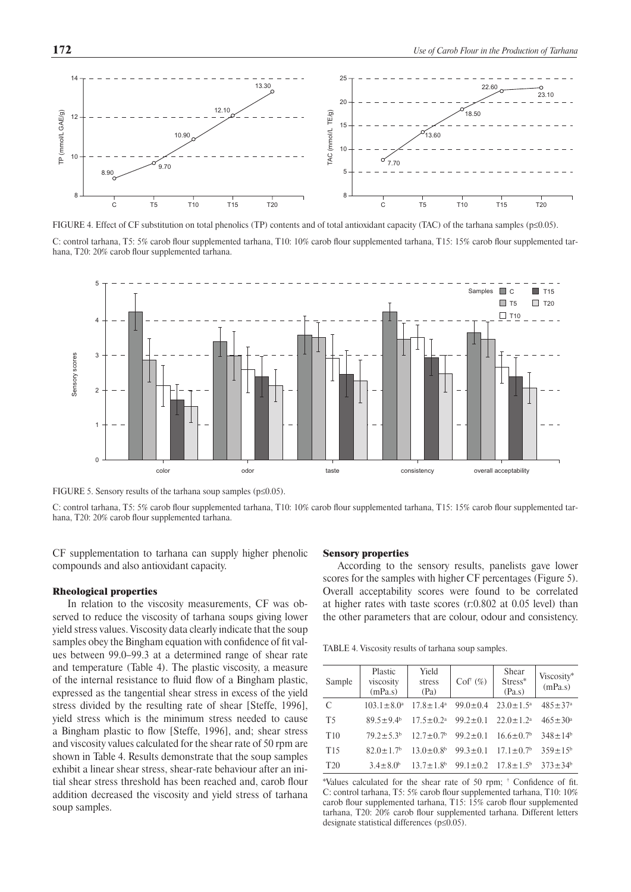FIGURE 4. Effect of CF substitution on total phenolics (TP) contents and of total antioxidant capacity (TAC) of the tarhana samples (p≤0.05).

C: control tarhana, T5: 5% carob flour supplemented tarhana, T10: 10% carob flour supplemented tarhana, T15: 15% carob flour supplemented tarhana, T20: 20% carob flour supplemented tarhana.

FIGURE 5. Sensory results of the tarhana soup samples (p≤0.05).

C: control tarhana, T5: 5% carob flour supplemented tarhana, T10: 10% carob flour supplemented tarhana, T15: 15% carob flour supplemented tarhana, T20: 20% carob flour supplemented tarhana.

CF supplementation to tarhana can supply higher phenolic compounds and also antioxidant capacity.

### Rheological properties

In relation to the viscosity measurements, CF was observed to reduce the viscosity of tarhana soups giving lower yield stress values. Viscosity data clearly indicate that the soup samples obey the Bingham equation with confidence of fit values between 99.0–99.3 at a determined range of shear rate and temperature (Table 4). The plastic viscosity, a measure of the internal resistance to fluid flow of a Bingham plastic, expressed as the tangential shear stress in excess of the yield stress divided by the resulting rate of shear [Steffe, 1996], yield stress which is the minimum stress needed to cause a Bingham plastic to flow [Steffe, 1996], and; shear stress and viscosity values calculated for the shear rate of 50 rpm are shown in Table 4. Results demonstrate that the soup samples exhibit a linear shear stress, shear-rate behaviour after an initial shear stress threshold has been reached and, carob flour addition decreased the viscosity and yield stress of tarhana soup samples.

### Sensory properties

According to the sensory results, panelists gave lower scores for the samples with higher CF percentages (Figure 5). Overall acceptability scores were found to be correlated at higher rates with taste scores (r:0.802 at 0.05 level) than the other parameters that are colour, odour and consistency.

TABLE 4. Viscosity results of tarhana soup samples.

| Sample | Plastic viscosity (mPa.s) | Yield stress (Pa) | Cof[†] (%) | Shear Stress* (Pa.s) | Viscosity* (mPa.s) |
|---|---|---|---|---|---|
| C | $103.1\pm8.0^{a}$ | $17.8\pm1.4^{a}$ | $99.0\pm0.4$ | $23.0\pm1.5^{a}$ | $485\pm37^{a}$ |
| T5 | $89.5\pm9.4^{b}$ | $17.5\pm0.2^{a}$ | $99.2\pm0.1$ | $22.0\pm1.2^{a}$ | $465\pm30^{a}$ |
| T10 | $79.2\pm5.3^{b}$ | $12.7\pm0.7^{b}$ | $99.2\pm0.1$ | $16.6\pm0.7^{b}$ | $348\pm14^{b}$ |
| T15 | $82.0\pm1.7^{b}$ | $13.0\pm0.8^{b}$ | $99.3\pm0.1$ | $17.1\pm0.7^{b}$ | $359\pm15^{b}$ |
| T20 | $3.4\pm8.0^{b}$ | $13.7\pm1.8^{b}$ | $99.1\pm0.2$ | $17.8\pm1.5^{b}$ | $373\pm34^{b}$ |

*Values calculated for the shear rate of 50 rpm; [†] Confidence of fit. C: control tarhana, T5: 5% carob flour supplemented tarhana, T10: 10% carob flour supplemented tarhana, T15: 15% carob flour supplemented tarhana, T20: 20% carob flour supplemented tarhana. Different letters designate statistical differences (p≤0.05).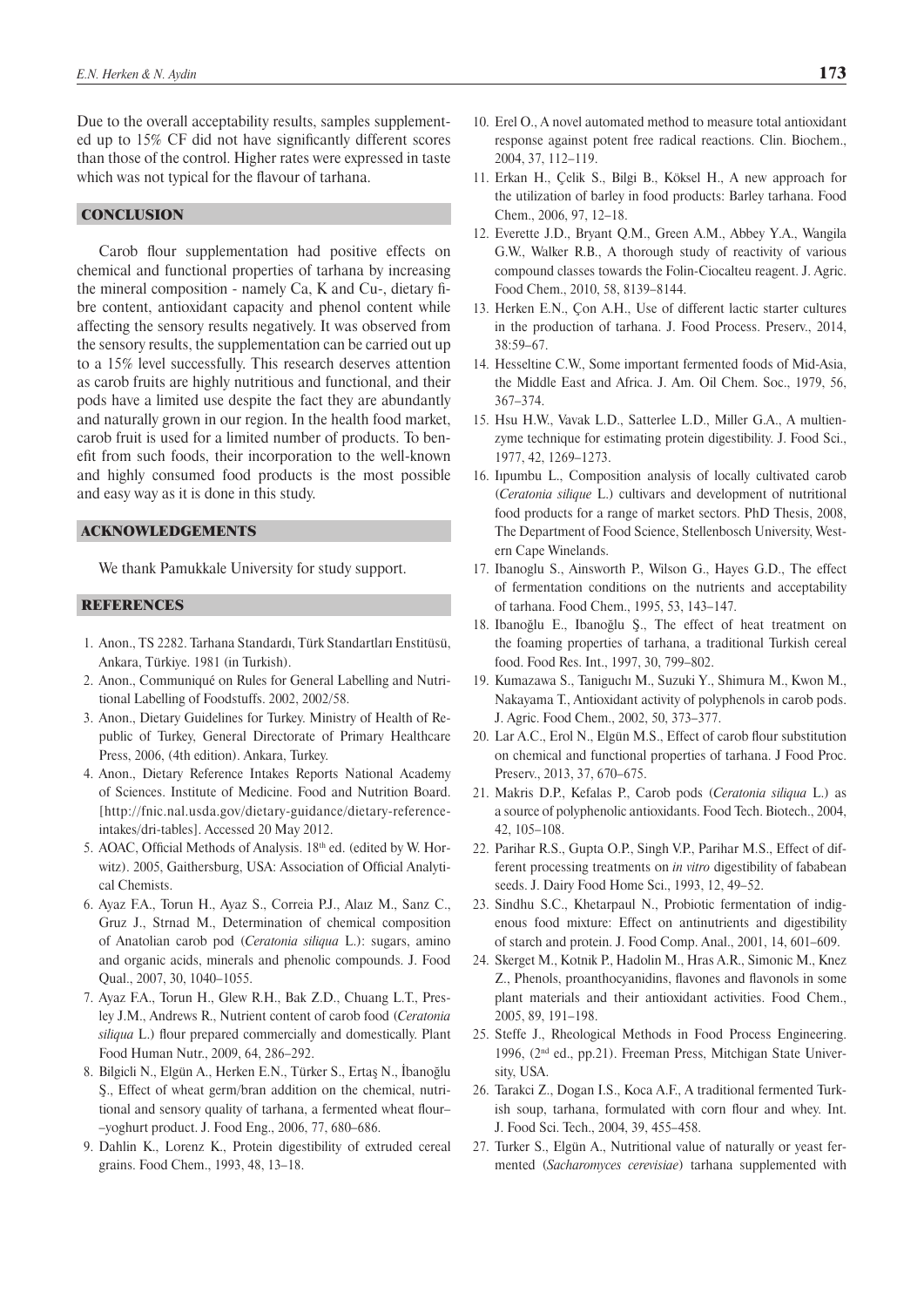Due to the overall acceptability results, samples supplemented up to 15% CF did not have significantly different scores than those of the control. Higher rates were expressed in taste which was not typical for the flavour of tarhana.

## CONCLUSION

Carob flour supplementation had positive effects on chemical and functional properties of tarhana by increasing the mineral composition - namely Ca, K and Cu-, dietary fibre content, antioxidant capacity and phenol content while affecting the sensory results negatively. It was observed from the sensory results, the supplementation can be carried out up to a 15% level successfully. This research deserves attention as carob fruits are highly nutritious and functional, and their pods have a limited use despite the fact they are abundantly and naturally grown in our region. In the health food market, carob fruit is used for a limited number of products. To benefit from such foods, their incorporation to the well-known and highly consumed food products is the most possible and easy way as it is done in this study.

## ACKNOWLEDGEMENTS

We thank Pamukkale University for study support.

## REFERENCES

1. Anon., TS 2282. Tarhana Standardı, Türk Standartları Enstitüsü, Ankara, Türkiye. 1981 (in Turkish).
2. Anon., Communiqué on Rules for General Labelling and Nutritional Labelling of Foodstuffs. 2002, 2002/58.
3. Anon., Dietary Guidelines for Turkey. Ministry of Health of Republic of Turkey, General Directorate of Primary Healthcare Press, 2006, (4th edition). Ankara, Turkey.
4. Anon., Dietary Reference Intakes Reports National Academy of Sciences. Institute of Medicine. Food and Nutrition Board. [http://fnic.nal.usda.gov/dietary-guidance/dietary-reference-intakes/dri-tables]. Accessed 20 May 2012.
5. AOAC, Official Methods of Analysis. 18th ed. (edited by W. Horwitz). 2005, Gaithersburg, USA: Association of Official Analytical Chemists.
6. Ayaz F.A., Torun H., Ayaz S., Correia P.J., Alaız M., Sanz C., Gruz J., Strnad M., Determination of chemical composition of Anatolian carob pod (*Ceratonia siliqua* L.): sugars, amino and organic acids, minerals and phenolic compounds. J. Food Qual., 2007, 30, 1040–1055.
7. Ayaz F.A., Torun H., Glew R.H., Bak Z.D., Chuang L.T., Presley J.M., Andrews R., Nutrient content of carob food (*Ceratonia siliqua* L.) flour prepared commercially and domestically. Plant Food Human Nutr., 2009, 64, 286–292.
8. Bilgicli N., Elgün A., Herken E.N., Türker S., Ertaş N., İbanoğlu Ş., Effect of wheat germ/bran addition on the chemical, nutritional and sensory quality of tarhana, a fermented wheat flour–yoghurt product. J. Food Eng., 2006, 77, 680–686.
9. Dahlin K., Lorenz K., Protein digestibility of extruded cereal grains. Food Chem., 1993, 48, 13–18.
10. Erel O., A novel automated method to measure total antioxidant response against potent free radical reactions. Clin. Biochem., 2004, 37, 112–119.
11. Erkan H., Çelik S., Bilgi B., Köksel H., A new approach for the utilization of barley in food products: Barley tarhana. Food Chem., 2006, 97, 12–18.
12. Everette J.D., Bryant Q.M., Green A.M., Abbey Y.A., Wangila G.W., Walker R.B., A thorough study of reactivity of various compound classes towards the Folin-Ciocalteu reagent. J. Agric. Food Chem., 2010, 58, 8139–8144.
13. Herken E.N., Çon A.H., Use of different lactic starter cultures in the production of tarhana. J. Food Process. Preserv., 2014, 38:59–67.
14. Hesseltine C.W., Some important fermented foods of Mid-Asia, the Middle East and Africa. J. Am. Oil Chem. Soc., 1979, 56, 367–374.
15. Hsu H.W., Vavak L.D., Satterlee L.D., Miller G.A., A multienzyme technique for estimating protein digestibility. J. Food Sci., 1977, 42, 1269–1273.
16. Iıpumbu L., Composition analysis of locally cultivated carob (*Ceratonia silique* L.) cultivars and development of nutritional food products for a range of market sectors. PhD Thesis, 2008, The Department of Food Science, Stellenbosch University, Western Cape Winelands.
17. Ibanoglu S., Ainsworth P., Wilson G., Hayes G.D., The effect of fermentation conditions on the nutrients and acceptability of tarhana. Food Chem., 1995, 53, 143–147.
18. Ibanoğlu E., Ibanoğlu Ş., The effect of heat treatment on the foaming properties of tarhana, a traditional Turkish cereal food. Food Res. Int., 1997, 30, 799–802.
19. Kumazawa S., Taniguchı M., Suzuki Y., Shimura M., Kwon M., Nakayama T., Antioxidant activity of polyphenols in carob pods. J. Agric. Food Chem., 2002, 50, 373–377.
20. Lar A.C., Erol N., Elgün M.S., Effect of carob flour substitution on chemical and functional properties of tarhana. J Food Proc. Preserv., 2013, 37, 670–675.
21. Makris D.P., Kefalas P., Carob pods (*Ceratonia siliqua* L.) as a source of polyphenolic antioxidants. Food Tech. Biotech., 2004, 42, 105–108.
22. Parihar R.S., Gupta O.P., Singh V.P., Parihar M.S., Effect of different processing treatments on *in vitro* digestibility of fababean seeds. J. Dairy Food Home Sci., 1993, 12, 49–52.
23. Sindhu S.C., Khetarpaul N., Probiotic fermentation of indigenous food mixture: Effect on antinutrients and digestibility of starch and protein. J. Food Comp. Anal., 2001, 14, 601–609.
24. Skerget M., Kotnik P., Hadolin M., Hras A.R., Simonic M., Knez Z., Phenols, proanthocyanidins, flavones and flavonols in some plant materials and their antioxidant activities. Food Chem., 2005, 89, 191–198.
25. Steffe J., Rheological Methods in Food Process Engineering. 1996, (2nd ed., pp.21). Freeman Press, Mitchigan State University, USA.
26. Tarakci Z., Dogan I.S., Koca A.F., A traditional fermented Turkish soup, tarhana, formulated with corn flour and whey. Int. J. Food Sci. Tech., 2004, 39, 455–458.
27. Turker S., Elgün A., Nutritional value of naturally or yeast fermented (*Sacharomyces cerevisiae*) tarhana supplemented with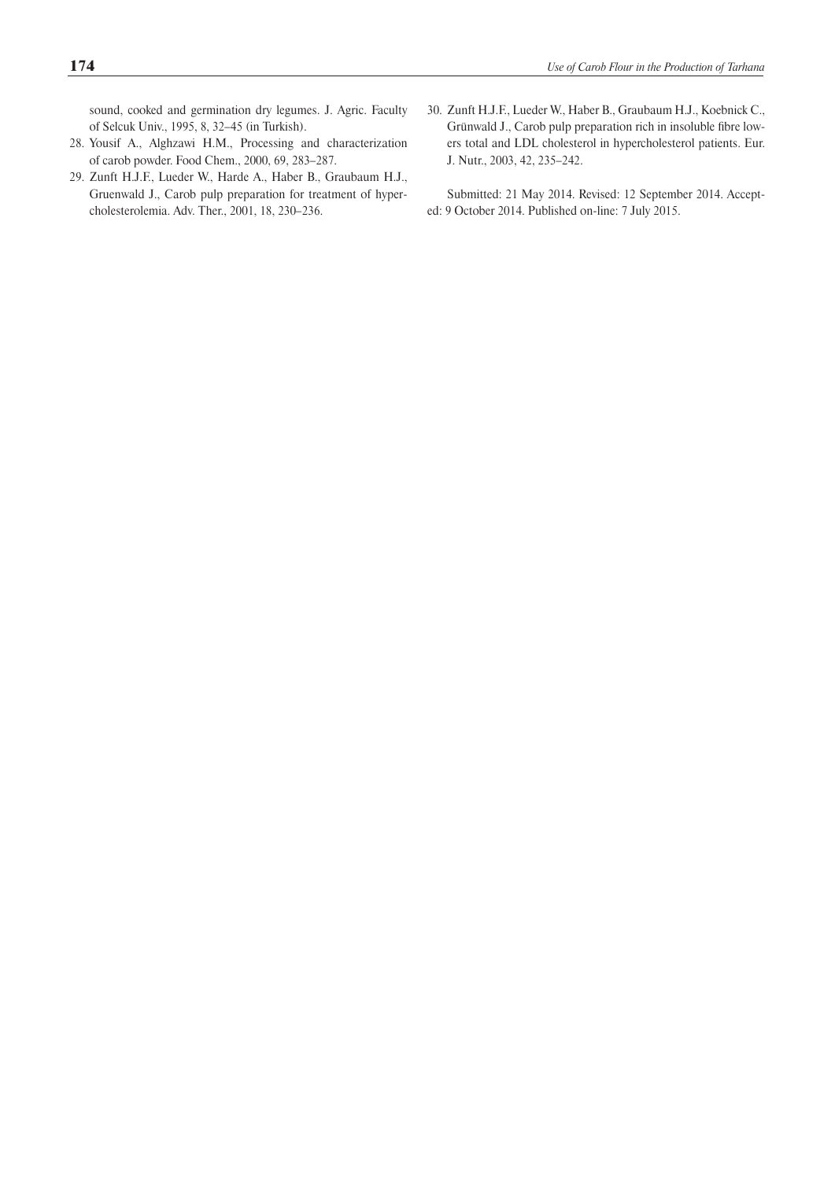sound, cooked and germination dry legumes. J. Agric. Faculty of Selcuk Univ., 1995, 8, 32–45 (in Turkish).

28. Yousif A., Alghzawi H.M., Processing and characterization of carob powder. Food Chem., 2000, 69, 283–287.
29. Zunft H.J.F., Lueder W., Harde A., Haber B., Graubaum H.J., Gruenwald J., Carob pulp preparation for treatment of hypercholesterolemia. Adv. Ther., 2001, 18, 230–236.
30. Zunft H.J.F., Lueder W., Haber B., Graubaum H.J., Koebnick C., Grünwald J., Carob pulp preparation rich in insoluble fibre lowers total and LDL cholesterol in hypercholesterol patients. Eur. J. Nutr., 2003, 42, 235–242.

Submitted: 21 May 2014. Revised: 12 September 2014. Accepted: 9 October 2014. Published on-line: 7 July 2015.